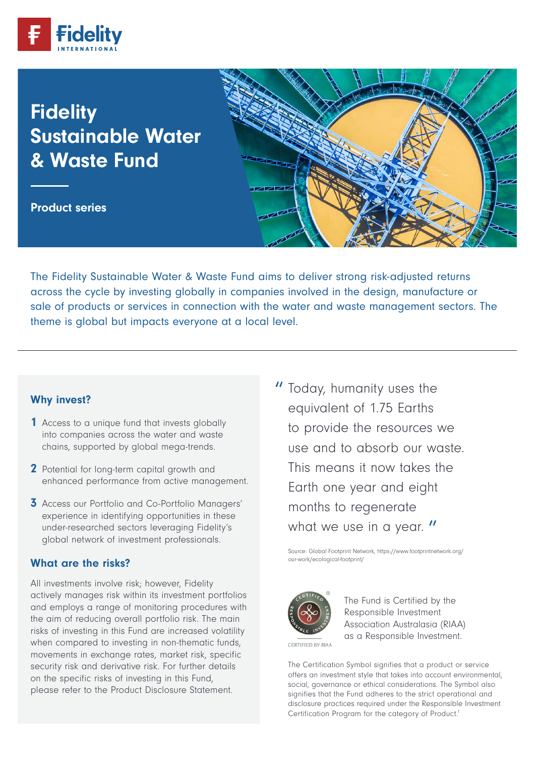# Fidelity Sustainable Water & Waste Fund

**Product series**

The Fidelity Sustainable Water & Waste Fund aims to deliver strong risk-adjusted returns across the cycle by investing globally in companies involved in the design, manufacture or sale of products or services in connection with the water and waste management sectors. The theme is global but impacts everyone at a local level.

## Why invest?

1. Access to a unique fund that invests globally into companies across the water and waste chains, supported by global mega-trends.
2. Potential for long-term capital growth and enhanced performance from active management.
3. Access our Portfolio and Co-Portfolio Managers' experience in identifying opportunities in these under-researched sectors leveraging Fidelity's global network of investment professionals.

## What are the risks?

All investments involve risk; however, Fidelity actively manages risk within its investment portfolios and employs a range of monitoring procedures with the aim of reducing overall portfolio risk. The main risks of investing in this Fund are increased volatility when compared to investing in non-thematic funds, movements in exchange rates, market risk, specific security risk and derivative risk. For further details on the specific risks of investing in this Fund, please refer to the Product Disclosure Statement.

> "Today, humanity uses the equivalent of 1.75 Earths to provide the resources we use and to absorb our waste. This means it now takes the Earth one year and eight months to regenerate what we use in a year."

Source: Global Footprint Network, https://www.footprintnetwork.org/our-work/ecological-footprint/

CERTIFIED BY RIAA

The Fund is Certified by the Responsible Investment Association Australasia (RIAA) as a Responsible Investment.

The Certification Symbol signifies that a product or service offers an investment style that takes into account environmental, social, governance or ethical considerations. The Symbol also signifies that the Fund adheres to the strict operational and disclosure practices required under the Responsible Investment Certification Program for the category of Product.[1]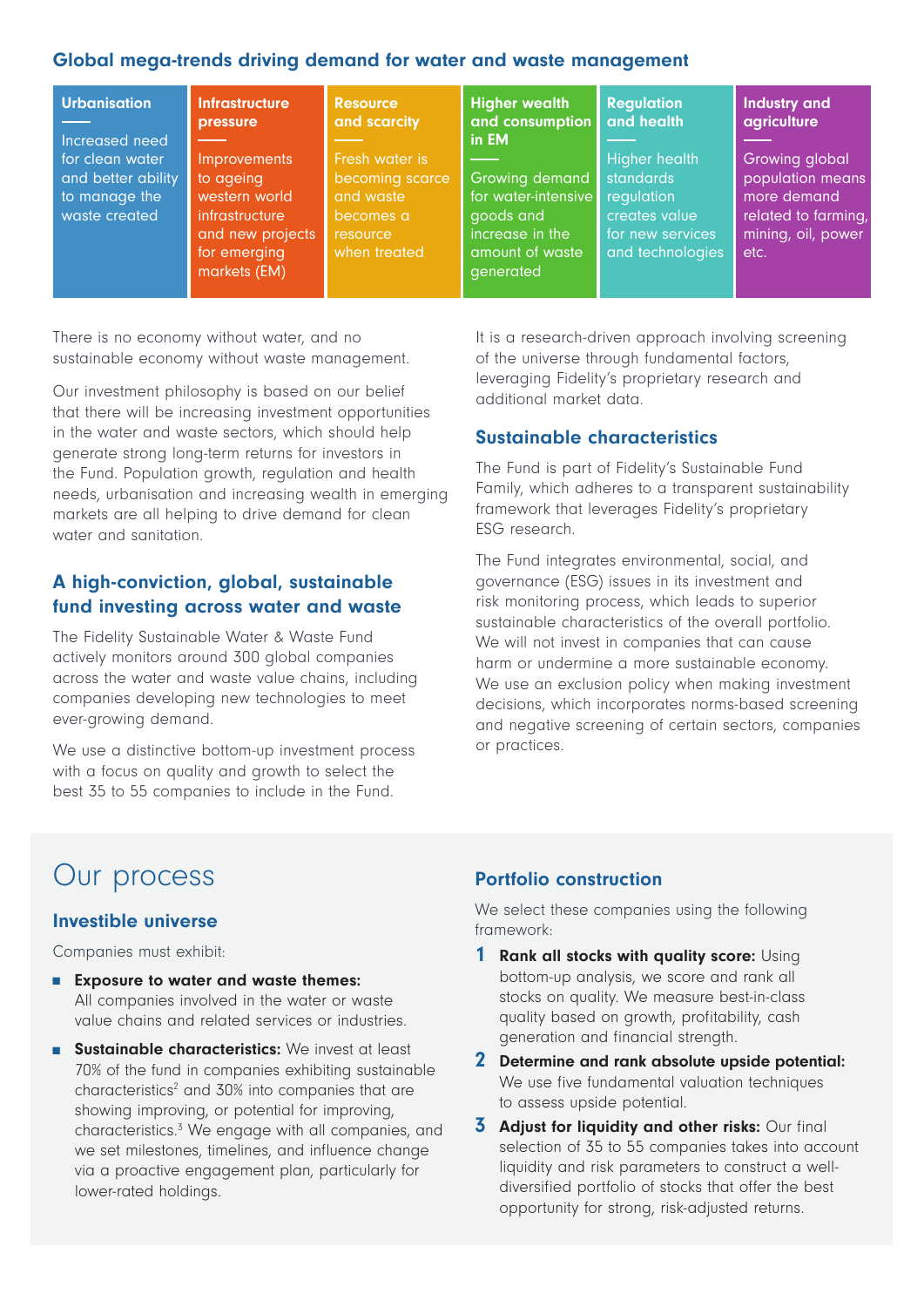## Global mega-trends driving demand for water and waste management

| Urbanisation | Infrastructure pressure | Resource and scarcity | Higher wealth and consumption in EM | Regulation and health | Industry and agriculture |
|---|---|---|---|---|---|
| Increased need for clean water and better ability to manage the waste created | Improvements to ageing western world infrastructure and new projects for emerging markets (EM) | Fresh water is becoming scarce and waste becomes a resource when treated | Growing demand for water-intensive goods and increase in the amount of waste generated | Higher health standards regulation creates value for new services and technologies | Growing global population means more demand related to farming, mining, oil, power etc. |

There is no economy without water, and no sustainable economy without waste management.

Our investment philosophy is based on our belief that there will be increasing investment opportunities in the water and waste sectors, which should help generate strong long-term returns for investors in the Fund. Population growth, regulation and health needs, urbanisation and increasing wealth in emerging markets are all helping to drive demand for clean water and sanitation.

### A high-conviction, global, sustainable fund investing across water and waste

The Fidelity Sustainable Water & Waste Fund actively monitors around 300 global companies across the water and waste value chains, including companies developing new technologies to meet ever-growing demand.

We use a distinctive bottom-up investment process with a focus on quality and growth to select the best 35 to 55 companies to include in the Fund.

It is a research-driven approach involving screening of the universe through fundamental factors, leveraging Fidelity's proprietary research and additional market data.

### Sustainable characteristics

The Fund is part of Fidelity's Sustainable Fund Family, which adheres to a transparent sustainability framework that leverages Fidelity's proprietary ESG research.

The Fund integrates environmental, social, and governance (ESG) issues in its investment and risk monitoring process, which leads to superior sustainable characteristics of the overall portfolio. We will not invest in companies that can cause harm or undermine a more sustainable economy. We use an exclusion policy when making investment decisions, which incorporates norms-based screening and negative screening of certain sectors, companies or practices.

# Our process

### Investible universe

Companies must exhibit:

- **Exposure to water and waste themes:** All companies involved in the water or waste value chains and related services or industries.
- **Sustainable characteristics:** We invest at least 70% of the fund in companies exhibiting sustainable characteristics[2] and 30% into companies that are showing improving, or potential for improving, characteristics.[3] We engage with all companies, and we set milestones, timelines, and influence change via a proactive engagement plan, particularly for lower-rated holdings.

### Portfolio construction

We select these companies using the following framework:

1. **Rank all stocks with quality score:** Using bottom-up analysis, we score and rank all stocks on quality. We measure best-in-class quality based on growth, profitability, cash generation and financial strength.
2. **Determine and rank absolute upside potential:** We use five fundamental valuation techniques to assess upside potential.
3. **Adjust for liquidity and other risks:** Our final selection of 35 to 55 companies takes into account liquidity and risk parameters to construct a well-diversified portfolio of stocks that offer the best opportunity for strong, risk-adjusted returns.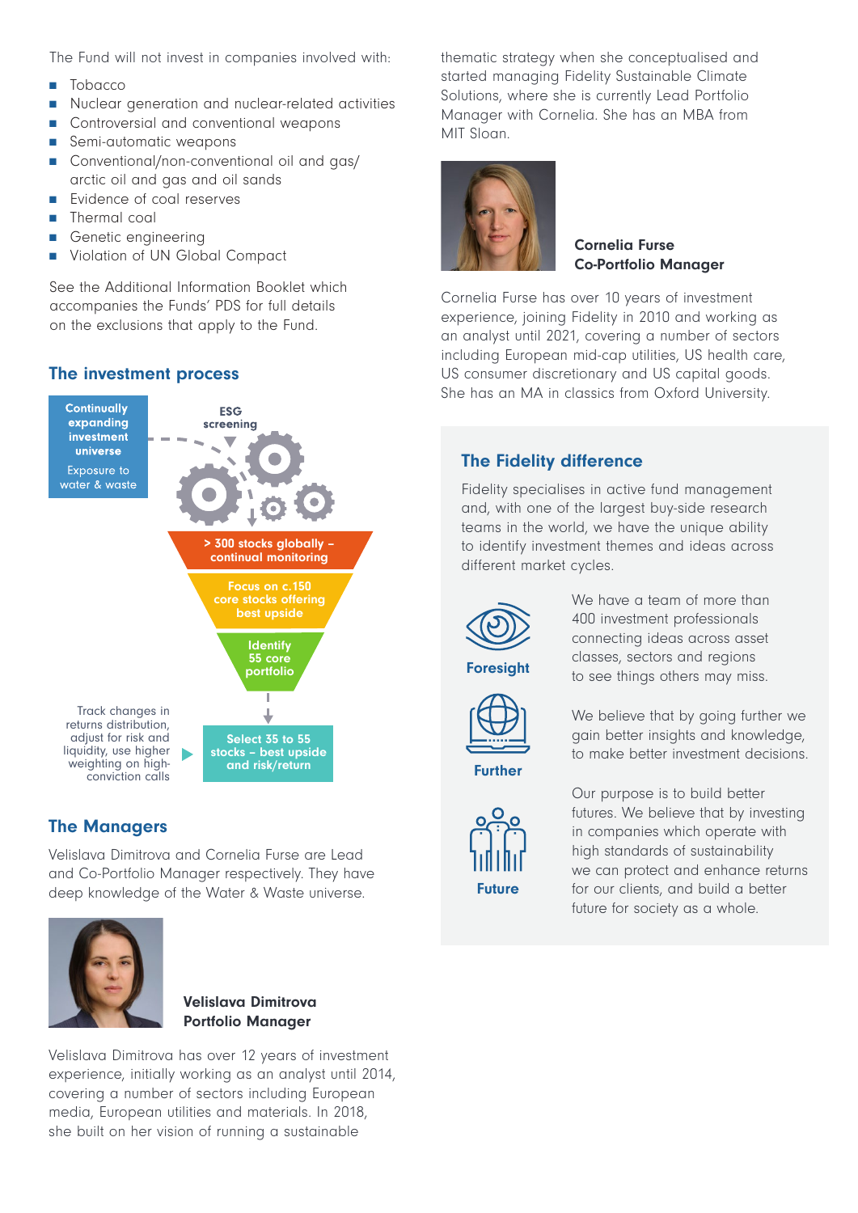The Fund will not invest in companies involved with:

- Tobacco
- Nuclear generation and nuclear-related activities
- Controversial and conventional weapons
- Semi-automatic weapons
- Conventional/non-conventional oil and gas/ arctic oil and gas and oil sands
- Evidence of coal reserves
- Thermal coal
- Genetic engineering
- Violation of UN Global Compact

See the Additional Information Booklet which accompanies the Funds' PDS for full details on the exclusions that apply to the Fund.

## The investment process

**Continually expanding investment universe**

Exposure to water & waste

**ESG screening**

**> 300 stocks globally – continual monitoring**

**Focus on c.150 core stocks offering best upside**

**Identify 55 core portfolio**

**Select 35 to 55 stocks – best upside and risk/return**

Track changes in returns distribution, adjust for risk and liquidity, use higher weighting on high-conviction calls

## The Managers

Velislava Dimitrova and Cornelia Furse are Lead and Co-Portfolio Manager respectively. They have deep knowledge of the Water & Waste universe.

**Velislava Dimitrova**
**Portfolio Manager**

Velislava Dimitrova has over 12 years of investment experience, initially working as an analyst until 2014, covering a number of sectors including European media, European utilities and materials. In 2018, she built on her vision of running a sustainable thematic strategy when she conceptualised and started managing Fidelity Sustainable Climate Solutions, where she is currently Lead Portfolio Manager with Cornelia. She has an MBA from MIT Sloan.

**Cornelia Furse**
**Co-Portfolio Manager**

Cornelia Furse has over 10 years of investment experience, joining Fidelity in 2010 and working as an analyst until 2021, covering a number of sectors including European mid-cap utilities, US health care, US consumer discretionary and US capital goods. She has an MA in classics from Oxford University.

## The Fidelity difference

Fidelity specialises in active fund management and, with one of the largest buy-side research teams in the world, we have the unique ability to identify investment themes and ideas across different market cycles.

**Foresight**

We have a team of more than 400 investment professionals connecting ideas across asset classes, sectors and regions to see things others may miss.

**Further**

We believe that by going further we gain better insights and knowledge, to make better investment decisions.

**Future**

Our purpose is to build better futures. We believe that by investing in companies which operate with high standards of sustainability we can protect and enhance returns for our clients, and build a better future for society as a whole.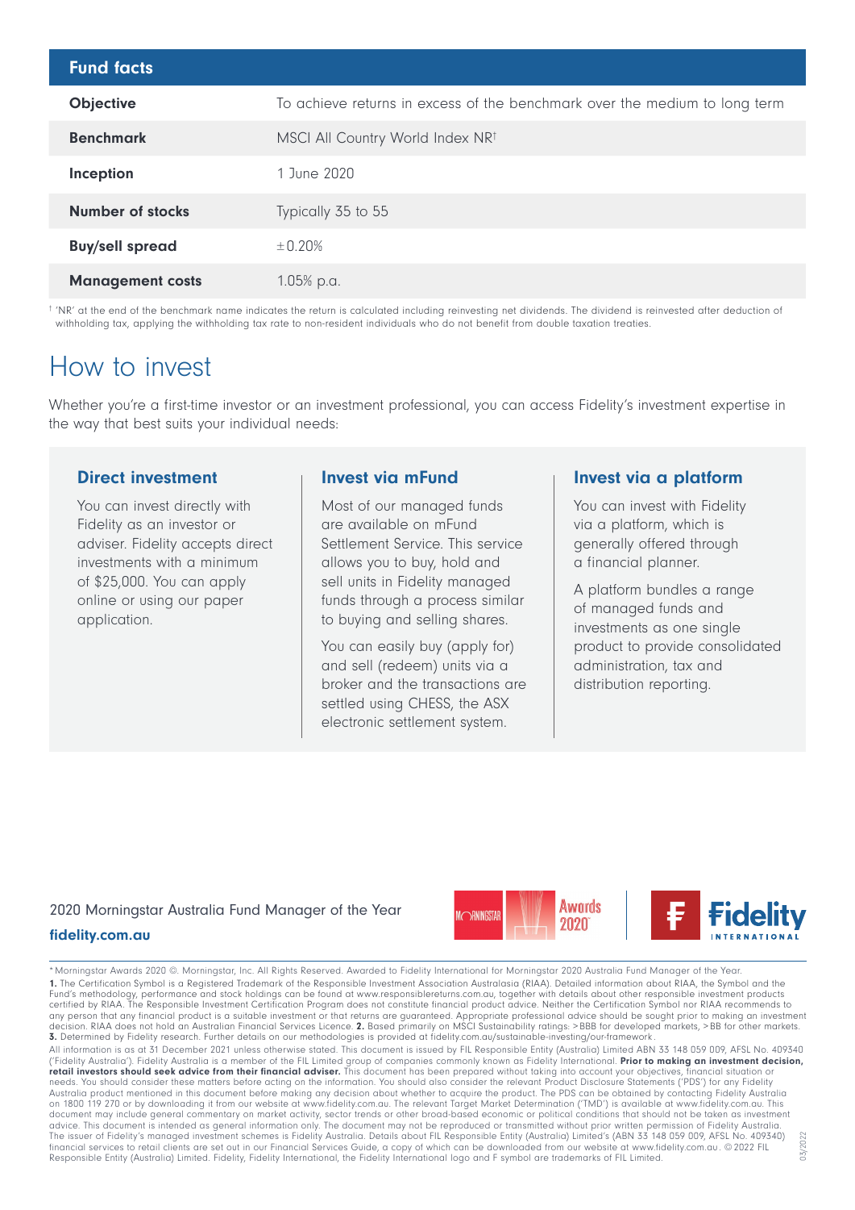## Fund facts

| | |
|---|---|
| **Objective** | To achieve returns in excess of the benchmark over the medium to long term |
| **Benchmark** | MSCI All Country World Index NR[†] |
| **Inception** | 1 June 2020 |
| **Number of stocks** | Typically 35 to 55 |
| **Buy/sell spread** | ±0.20% |
| **Management costs** | 1.05% p.a. |

[†] 'NR' at the end of the benchmark name indicates the return is calculated including reinvesting net dividends. The dividend is reinvested after deduction of withholding tax, applying the withholding tax rate to non-resident individuals who do not benefit from double taxation treaties.

# How to invest

Whether you're a first-time investor or an investment professional, you can access Fidelity's investment expertise in the way that best suits your individual needs:

### Direct investment

You can invest directly with Fidelity as an investor or adviser. Fidelity accepts direct investments with a minimum of $25,000. You can apply online or using our paper application.

### Invest via mFund

Most of our managed funds are available on mFund Settlement Service. This service allows you to buy, hold and sell units in Fidelity managed funds through a process similar to buying and selling shares.

You can easily buy (apply for) and sell (redeem) units via a broker and the transactions are settled using CHESS, the ASX electronic settlement system.

### Invest via a platform

You can invest with Fidelity via a platform, which is generally offered through a financial planner.

A platform bundles a range of managed funds and investments as one single product to provide consolidated administration, tax and distribution reporting.

2020 Morningstar Australia Fund Manager of the Year

**fidelity.com.au**

*Morningstar Awards 2020 ©. Morningstar, Inc. All Rights Reserved. Awarded to Fidelity International for Morningstar 2020 Australia Fund Manager of the Year.
**1.** The Certification Symbol is a Registered Trademark of the Responsible Investment Association Australasia (RIAA). Detailed information about RIAA, the Symbol and the Fund's methodology, performance and stock holdings can be found at www.responsiblereturns.com.au, together with details about other responsible investment products certified by RIAA. The Responsible Investment Certification Program does not constitute financial product advice. Neither the Certification Symbol nor RIAA recommends to any person that any financial product is a suitable investment or that returns are guaranteed. Appropriate professional advice should be sought prior to making an investment decision. RIAA does not hold an Australian Financial Services Licence. **2.** Based primarily on MSCI Sustainability ratings: >BBB for developed markets, >BB for other markets. **3.** Determined by Fidelity research. Further details on our methodologies is provided at fidelity.com.au/sustainable-investing/our-framework.

All information is as at 31 December 2021 unless otherwise stated. This document is issued by FIL Responsible Entity (Australia) Limited ABN 33 148 059 009, AFSL No. 409340 ('Fidelity Australia'). Fidelity Australia is a member of the FIL Limited group of companies commonly known as Fidelity International. **Prior to making an investment decision, retail investors should seek advice from their financial adviser.** This document has been prepared without taking into account your objectives, financial situation or needs. You should consider these matters before acting on the information. You should also consider the relevant Product Disclosure Statements ('PDS') for any Fidelity Australia product mentioned in this document before making any decision about whether to acquire the product. The PDS can be obtained by contacting Fidelity Australia on 1800 119 270 or by downloading it from our website at www.fidelity.com.au. The relevant Target Market Determination ('TMD') is available at www.fidelity.com.au. This document may include general commentary on market activity, sector trends or other broad-based economic or political conditions that should not be taken as investment advice. This document is intended as general information only. The document may not be reproduced or transmitted without prior written permission of Fidelity Australia. The issuer of Fidelity's managed investment schemes is Fidelity Australia. Details about FIL Responsible Entity (Australia) Limited's (ABN 33 148 059 009, AFSL No. 409340) financial services to retail clients are set out in our Financial Services Guide, a copy of which can be downloaded from our website at www.fidelity.com.au. © 2022 FIL Responsible Entity (Australia) Limited. Fidelity, Fidelity International, the Fidelity International logo and F symbol are trademarks of FIL Limited.

03/2022